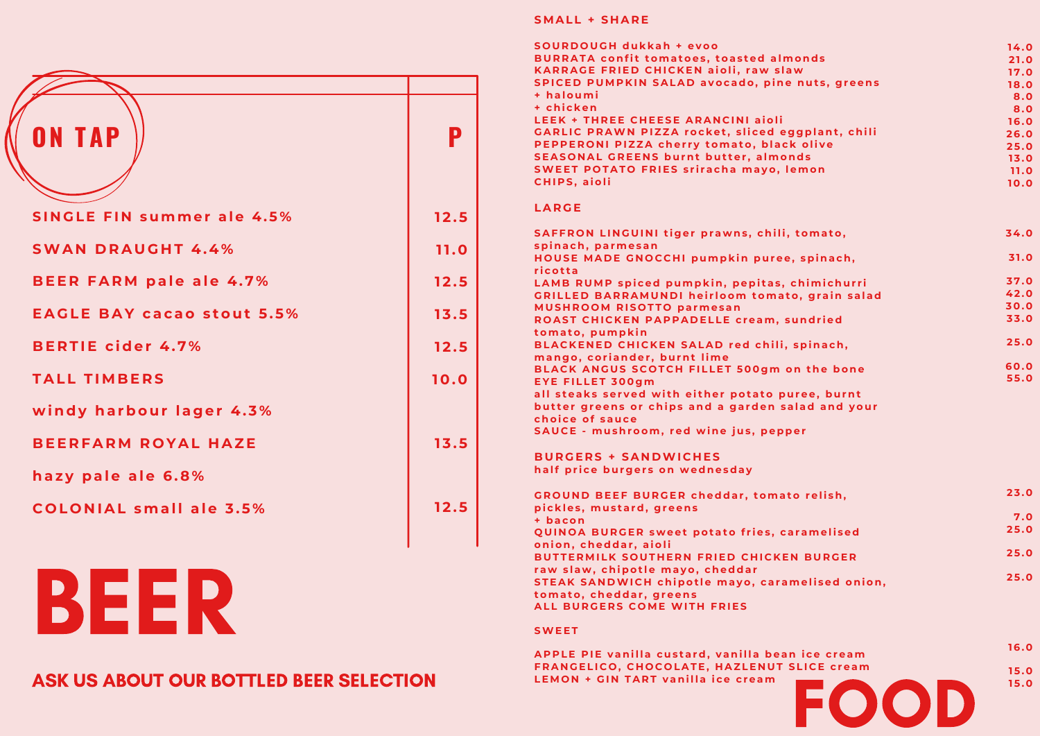# BEER

## ON TAP

| | P |
|---|---|
| SINGLE FIN summer ale 4.5% | 12.5 |
| SWAN DRAUGHT 4.4% | 11.0 |
| BEER FARM pale ale 4.7% | 12.5 |
| EAGLE BAY cacao stout 5.5% | 13.5 |
| BERTIE cider 4.7% | 12.5 |
| TALL TIMBERS windy harbour lager 4.3% | 10.0 |
| BEERFARM ROYAL HAZE hazy pale ale 6.8% | 13.5 |
| COLONIAL small ale 3.5% | 12.5 |

**ASK US ABOUT OUR BOTTLED BEER SELECTION**

# FOOD

## SMALL + SHARE

| | |
|---|---|
| SOURDOUGH dukkah + evoo | 14.0 |
| BURRATA confit tomatoes, toasted almonds | 21.0 |
| KARRAGE FRIED CHICKEN aioli, raw slaw | 17.0 |
| SPICED PUMPKIN SALAD avocado, pine nuts, greens | 18.0 |
| + haloumi | 8.0 |
| + chicken | 8.0 |
| LEEK + THREE CHEESE ARANCINI aioli | 16.0 |
| GARLIC PRAWN PIZZA rocket, sliced eggplant, chili | 26.0 |
| PEPPERONI PIZZA cherry tomato, black olive | 25.0 |
| SEASONAL GREENS burnt butter, almonds | 13.0 |
| SWEET POTATO FRIES sriracha mayo, lemon | 11.0 |
| CHIPS, aioli | 10.0 |

## LARGE

| | |
|---|---|
| SAFFRON LINGUINI tiger prawns, chili, tomato, spinach, parmesan | 34.0 |
| HOUSE MADE GNOCCHI pumpkin puree, spinach, ricotta | 31.0 |
| LAMB RUMP spiced pumpkin, pepitas, chimichurri | 37.0 |
| GRILLED BARRAMUNDI heirloom tomato, grain salad | 42.0 |
| MUSHROOM RISOTTO parmesan | 30.0 |
| ROAST CHICKEN PAPPADELLE cream, sundried tomato, pumpkin | 33.0 |
| BLACKENED CHICKEN SALAD red chili, spinach, mango, coriander, burnt lime | 25.0 |
| BLACK ANGUS SCOTCH FILLET 500gm on the bone | 60.0 |
| EYE FILLET 300gm | 55.0 |

all steaks served with either potato puree, burnt butter greens or chips and a garden salad and your choice of sauce

SAUCE - mushroom, red wine jus, pepper

## BURGERS + SANDWICHES

half price burgers on wednesday

| | |
|---|---|
| GROUND BEEF BURGER cheddar, tomato relish, pickles, mustard, greens | 23.0 |
| + bacon | 7.0 |
| QUINOA BURGER sweet potato fries, caramelised onion, cheddar, aioli | 25.0 |
| BUTTERMILK SOUTHERN FRIED CHICKEN BURGER raw slaw, chipotle mayo, cheddar | 25.0 |
| STEAK SANDWICH chipotle mayo, caramelised onion, tomato, cheddar, greens | 25.0 |

ALL BURGERS COME WITH FRIES

## SWEET

| | |
|---|---|
| APPLE PIE vanilla custard, vanilla bean ice cream | 16.0 |
| FRANGELICO, CHOCOLATE, HAZLENUT SLICE cream | 15.0 |
| LEMON + GIN TART vanilla ice cream | 15.0 |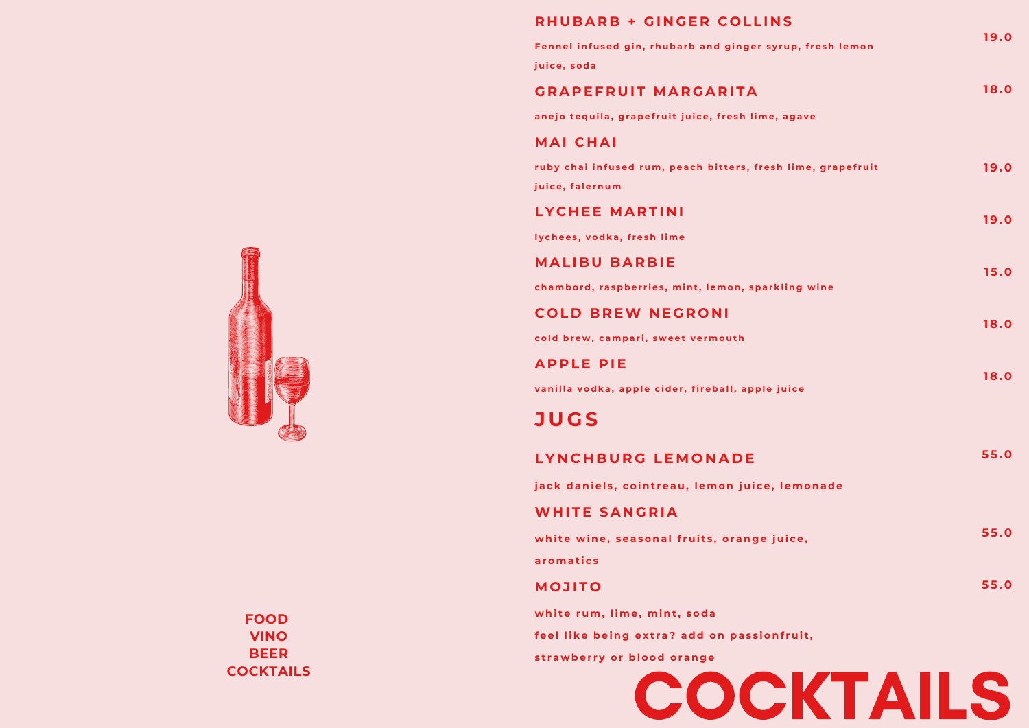# COCKTAILS

## RHUBARB + GINGER COLLINS

19.0

Fennel infused gin, rhubarb and ginger syrup, fresh lemon juice, soda

## GRAPEFRUIT MARGARITA

18.0

anejo tequila, grapefruit juice, fresh lime, agave

## MAI CHAI

19.0

ruby chai infused rum, peach bitters, fresh lime, grapefruit juice, falernum

## LYCHEE MARTINI

19.0

lychees, vodka, fresh lime

## MALIBU BARBIE

15.0

chambord, raspberries, mint, lemon, sparkling wine

## COLD BREW NEGRONI

18.0

cold brew, campari, sweet vermouth

## APPLE PIE

18.0

vanilla vodka, apple cider, fireball, apple juice

# JUGS

## LYNCHBURG LEMONADE

55.0

jack daniels, cointreau, lemon juice, lemonade

## WHITE SANGRIA

55.0

white wine, seasonal fruits, orange juice, aromatics

## MOJITO

55.0

white rum, lime, mint, soda

feel like being extra? add on passionfruit, strawberry or blood orange

FOOD
VINO
BEER
COCKTAILS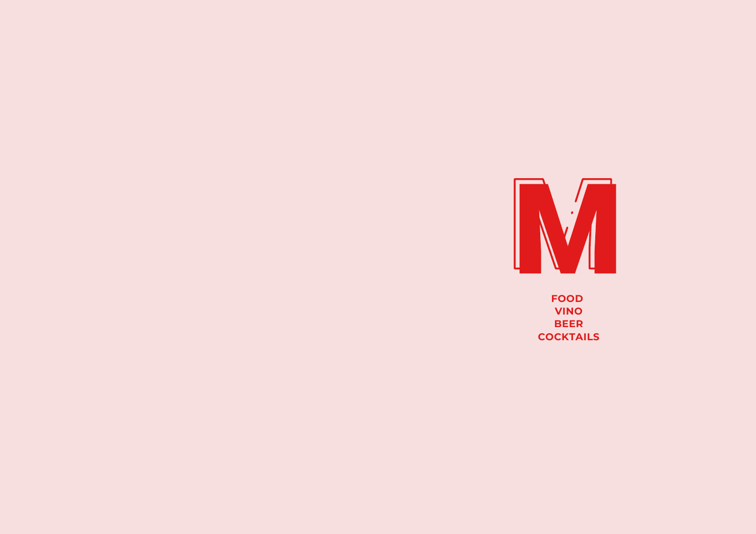FOOD
VINO
BEER
COCKTAILS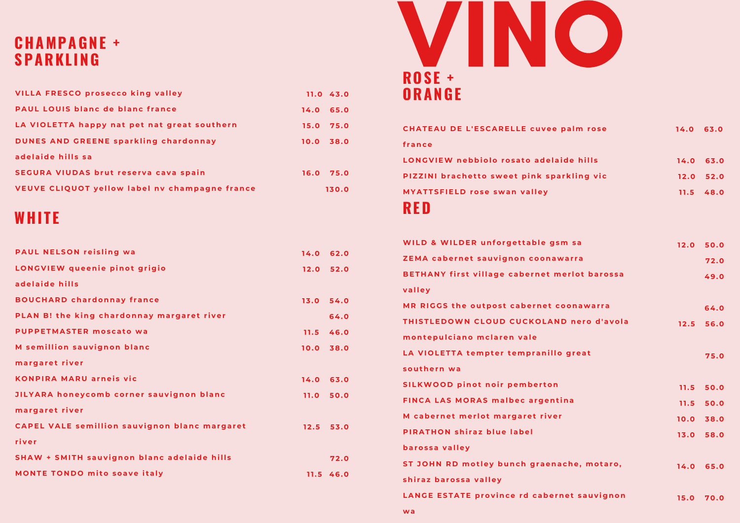# VINO

## CHAMPAGNE + SPARKLING

| | | |
|---|---|---|
| VILLA FRESCO prosecco king valley | 11.0 | 43.0 |
| PAUL LOUIS blanc de blanc france | 14.0 | 65.0 |
| LA VIOLETTA happy nat pet nat great southern | 15.0 | 75.0 |
| DUNES AND GREENE sparkling chardonnay adelaide hills sa | 10.0 | 38.0 |
| SEGURA VIUDAS brut reserva cava spain | 16.0 | 75.0 |
| VEUVE CLIQUOT yellow label nv champagne france | | 130.0 |

## WHITE

| | | |
|---|---|---|
| PAUL NELSON reisling wa | 14.0 | 62.0 |
| LONGVIEW queenie pinot grigio adelaide hills | 12.0 | 52.0 |
| BOUCHARD chardonnay france | 13.0 | 54.0 |
| PLAN B! the king chardonnay margaret river | | 64.0 |
| PUPPETMASTER moscato wa | 11.5 | 46.0 |
| M semillion sauvignon blanc margaret river | 10.0 | 38.0 |
| KONPIRA MARU arneis vic | 14.0 | 63.0 |
| JILYARA honeycomb corner sauvignon blanc margaret river | 11.0 | 50.0 |
| CAPEL VALE semillion sauvignon blanc margaret river | 12.5 | 53.0 |
| SHAW + SMITH sauvignon blanc adelaide hills | | 72.0 |
| MONTE TONDO mito soave italy | 11.5 | 46.0 |

## ROSE + ORANGE

| | | |
|---|---|---|
| CHATEAU DE L'ESCARELLE cuvee palm rose france | 14.0 | 63.0 |
| LONGVIEW nebbiolo rosato adelaide hills | 14.0 | 63.0 |
| PIZZINI brachetto sweet pink sparkling vic | 12.0 | 52.0 |
| MYATTSFIELD rose swan valley | 11.5 | 48.0 |

## RED

| | | |
|---|---|---|
| WILD & WILDER unforgettable gsm sa | 12.0 | 50.0 |
| ZEMA cabernet sauvignon coonawarra | | 72.0 |
| BETHANY first village cabernet merlot barossa valley | | 49.0 |
| MR RIGGS the outpost cabernet coonawarra | | 64.0 |
| THISTLEDOWN CLOUD CUCKOLAND nero d'avola montepulciano mclaren vale | 12.5 | 56.0 |
| LA VIOLETTA tempter tempranillo great southern wa | | 75.0 |
| SILKWOOD pinot noir pemberton | 11.5 | 50.0 |
| FINCA LAS MORAS malbec argentina | 11.5 | 50.0 |
| M cabernet merlot margaret river | 10.0 | 38.0 |
| PIRATHON shiraz blue label barossa valley | 13.0 | 58.0 |
| ST JOHN RD motley bunch graenache, motaro, shiraz barossa valley | 14.0 | 65.0 |
| LANGE ESTATE province rd cabernet sauvignon wa | 15.0 | 70.0 |